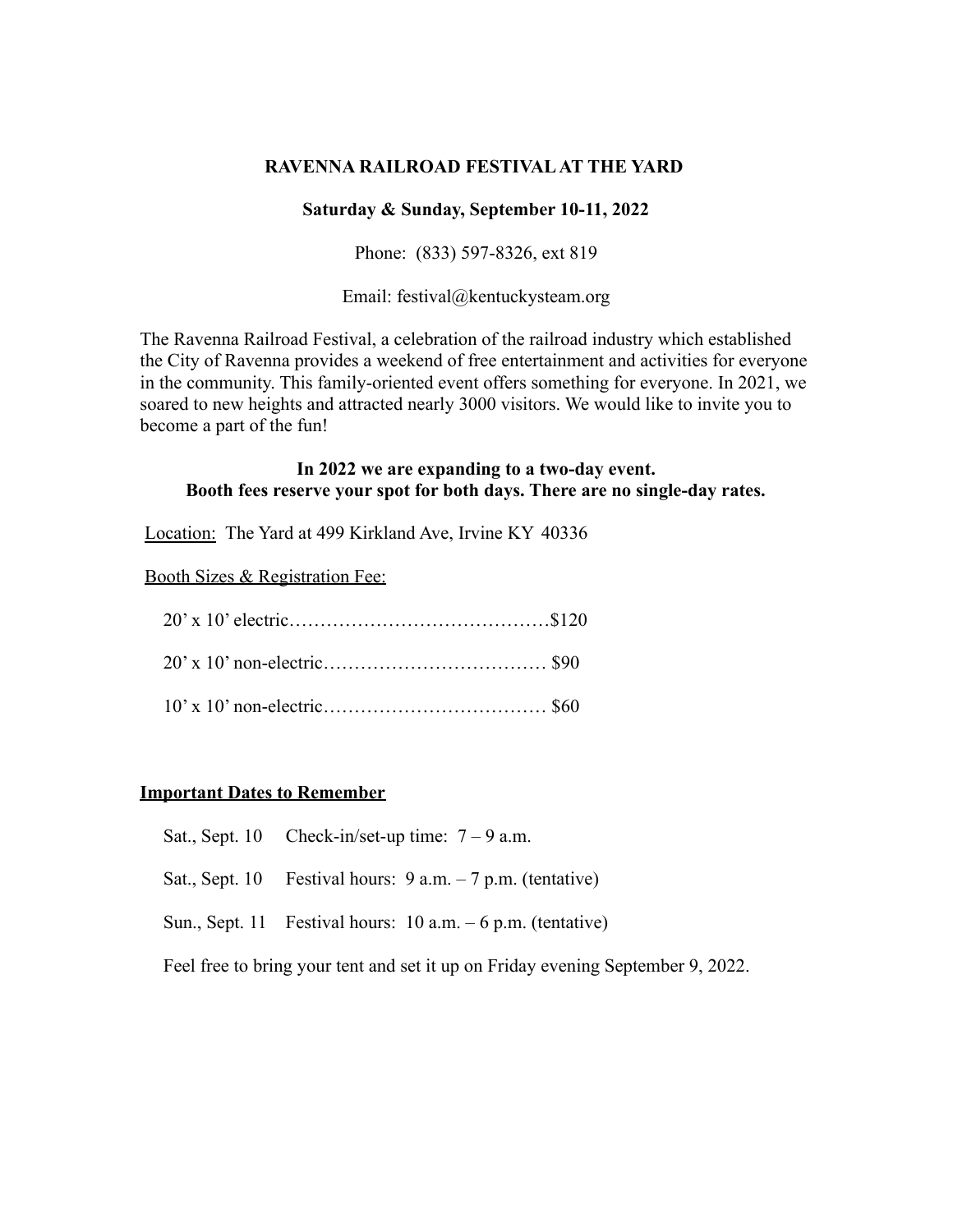# RAVENNA RAILROAD FESTIVAL AT THE YARD

**Saturday & Sunday, September 10-11, 2022**

Phone: (833) 597-8326, ext 819

Email: festival@kentuckysteam.org

The Ravenna Railroad Festival, a celebration of the railroad industry which established the City of Ravenna provides a weekend of free entertainment and activities for everyone in the community. This family-oriented event offers something for everyone. In 2021, we soared to new heights and attracted nearly 3000 visitors. We would like to invite you to become a part of the fun!

**In 2022 we are expanding to a two-day event.**
**Booth fees reserve your spot for both days. There are no single-day rates.**

Location: The Yard at 499 Kirkland Ave, Irvine KY 40336

Booth Sizes & Registration Fee:

20' x 10' electric……………………………………$120

20' x 10' non-electric……………………………… $90

10' x 10' non-electric……………………………… $60

## Important Dates to Remember

Sat., Sept. 10 Check-in/set-up time: 7 – 9 a.m.

Sat., Sept. 10 Festival hours: 9 a.m. – 7 p.m. (tentative)

Sun., Sept. 11 Festival hours: 10 a.m. – 6 p.m. (tentative)

Feel free to bring your tent and set it up on Friday evening September 9, 2022.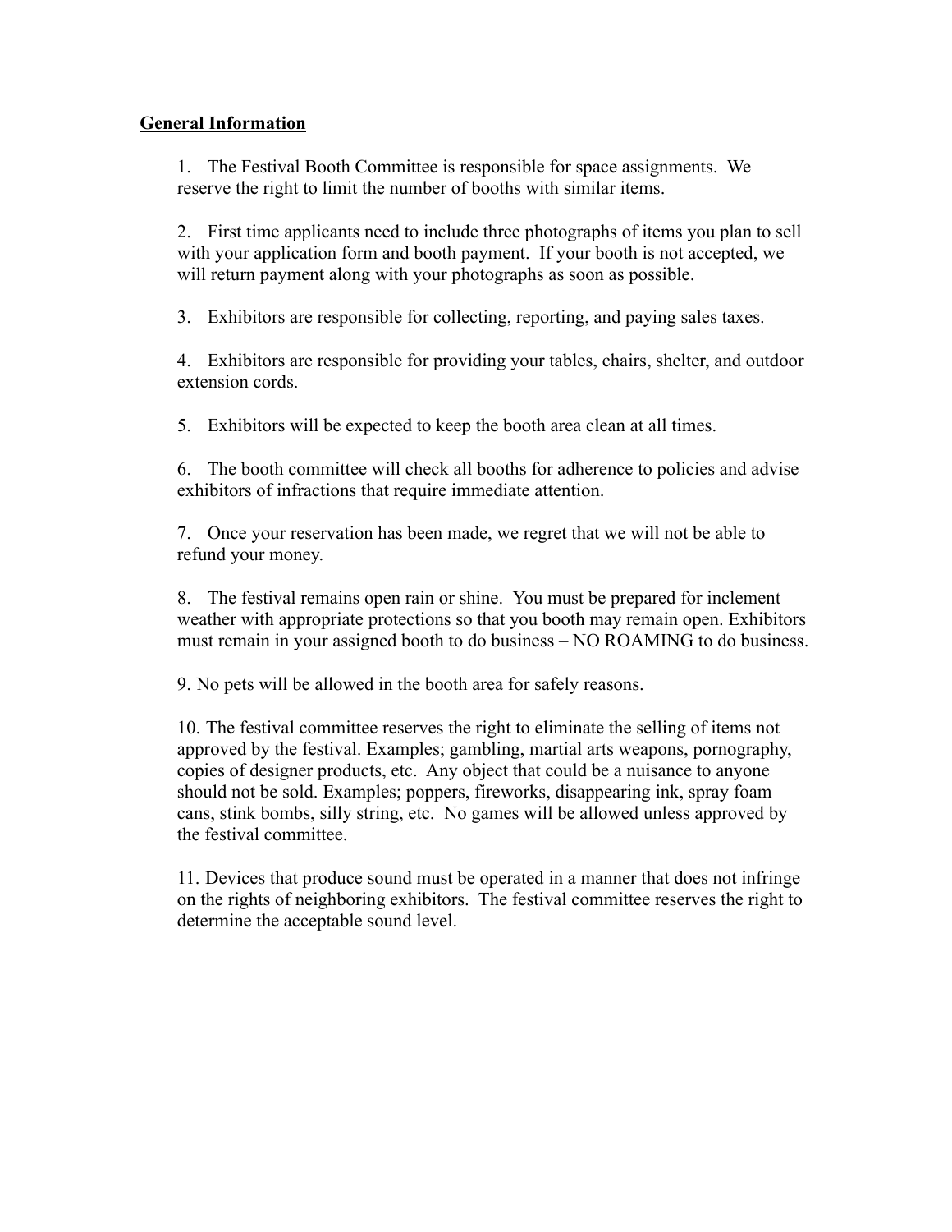**General Information**

1. The Festival Booth Committee is responsible for space assignments. We reserve the right to limit the number of booths with similar items.

2. First time applicants need to include three photographs of items you plan to sell with your application form and booth payment. If your booth is not accepted, we will return payment along with your photographs as soon as possible.

3. Exhibitors are responsible for collecting, reporting, and paying sales taxes.

4. Exhibitors are responsible for providing your tables, chairs, shelter, and outdoor extension cords.

5. Exhibitors will be expected to keep the booth area clean at all times.

6. The booth committee will check all booths for adherence to policies and advise exhibitors of infractions that require immediate attention.

7. Once your reservation has been made, we regret that we will not be able to refund your money.

8. The festival remains open rain or shine. You must be prepared for inclement weather with appropriate protections so that you booth may remain open. Exhibitors must remain in your assigned booth to do business – NO ROAMING to do business.

9. No pets will be allowed in the booth area for safely reasons.

10. The festival committee reserves the right to eliminate the selling of items not approved by the festival. Examples; gambling, martial arts weapons, pornography, copies of designer products, etc. Any object that could be a nuisance to anyone should not be sold. Examples; poppers, fireworks, disappearing ink, spray foam cans, stink bombs, silly string, etc. No games will be allowed unless approved by the festival committee.

11. Devices that produce sound must be operated in a manner that does not infringe on the rights of neighboring exhibitors. The festival committee reserves the right to determine the acceptable sound level.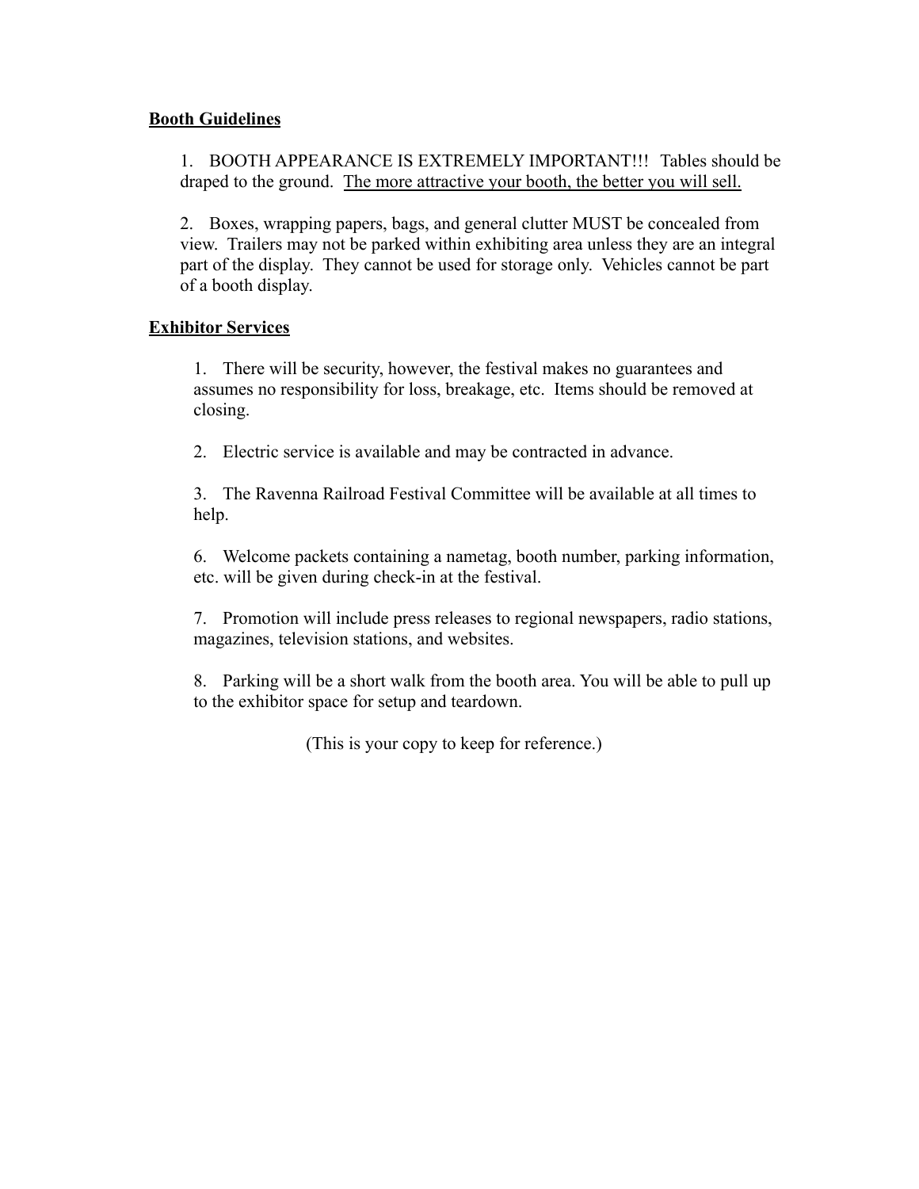**Booth Guidelines**

1. BOOTH APPEARANCE IS EXTREMELY IMPORTANT!!! Tables should be draped to the ground. <u>The more attractive your booth, the better you will sell.</u>

2. Boxes, wrapping papers, bags, and general clutter MUST be concealed from view. Trailers may not be parked within exhibiting area unless they are an integral part of the display. They cannot be used for storage only. Vehicles cannot be part of a booth display.

**Exhibitor Services**

1. There will be security, however, the festival makes no guarantees and assumes no responsibility for loss, breakage, etc. Items should be removed at closing.

2. Electric service is available and may be contracted in advance.

3. The Ravenna Railroad Festival Committee will be available at all times to help.

6. Welcome packets containing a nametag, booth number, parking information, etc. will be given during check-in at the festival.

7. Promotion will include press releases to regional newspapers, radio stations, magazines, television stations, and websites.

8. Parking will be a short walk from the booth area. You will be able to pull up to the exhibitor space for setup and teardown.

(This is your copy to keep for reference.)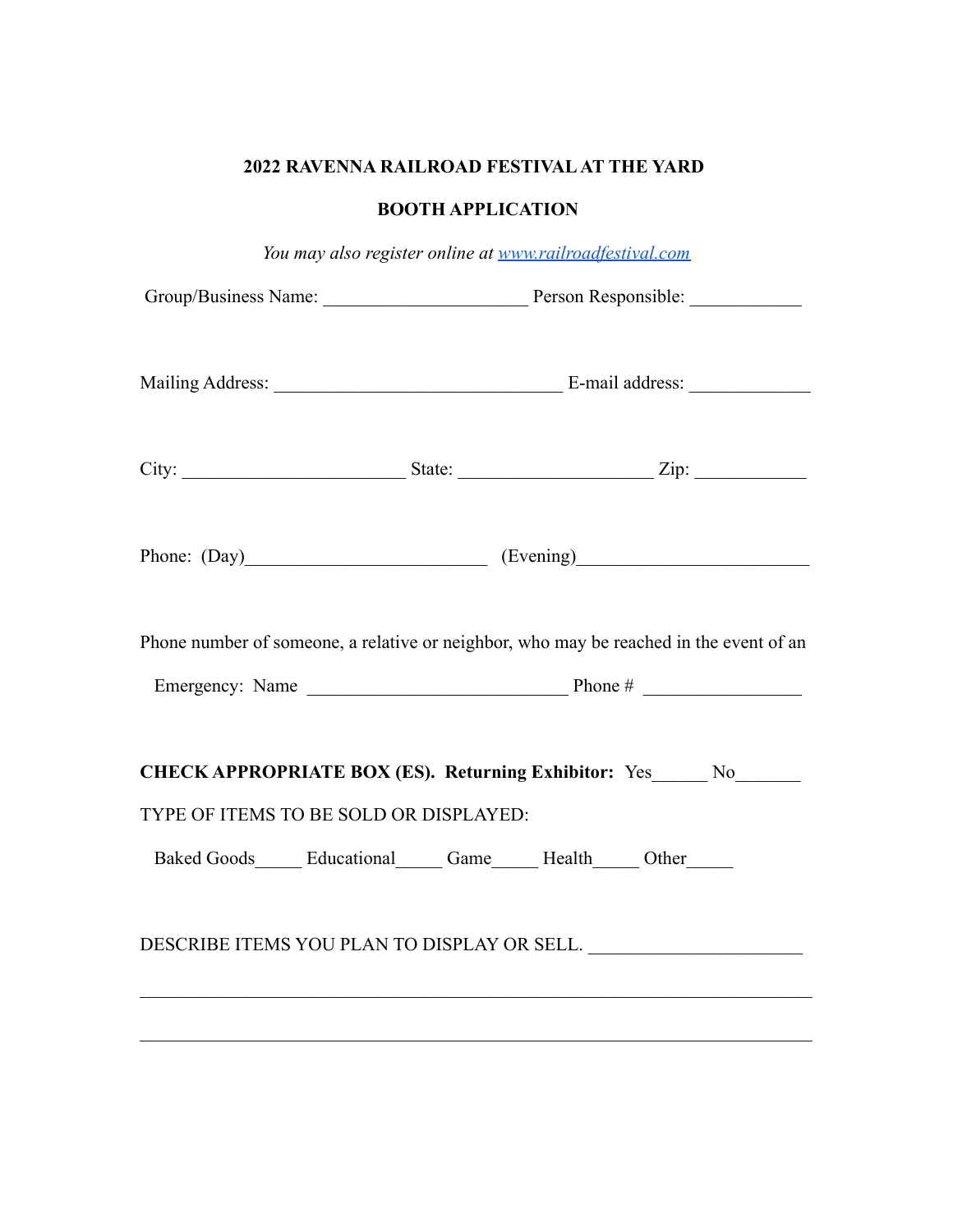**2022 RAVENNA RAILROAD FESTIVAL AT THE YARD**

**BOOTH APPLICATION**

*You may also register online at [www.railroadfestival.com](http://www.railroadfestival.com)*

Group/Business Name: ______________________ Person Responsible: ____________

Mailing Address: _______________________________ E-mail address: _____________

City: ________________________ State: _____________________ Zip: ____________

Phone: (Day)__________________________ (Evening)________________________

Phone number of someone, a relative or neighbor, who may be reached in the event of an

Emergency: Name ____________________________ Phone # _________________

**CHECK APPROPRIATE BOX (ES). Returning Exhibitor:** Yes______ No_______

TYPE OF ITEMS TO BE SOLD OR DISPLAYED:

Baked Goods_____ Educational_____ Game_____ Health_____ Other_____

DESCRIBE ITEMS YOU PLAN TO DISPLAY OR SELL. _______________________

_________________________________________________________________________

_________________________________________________________________________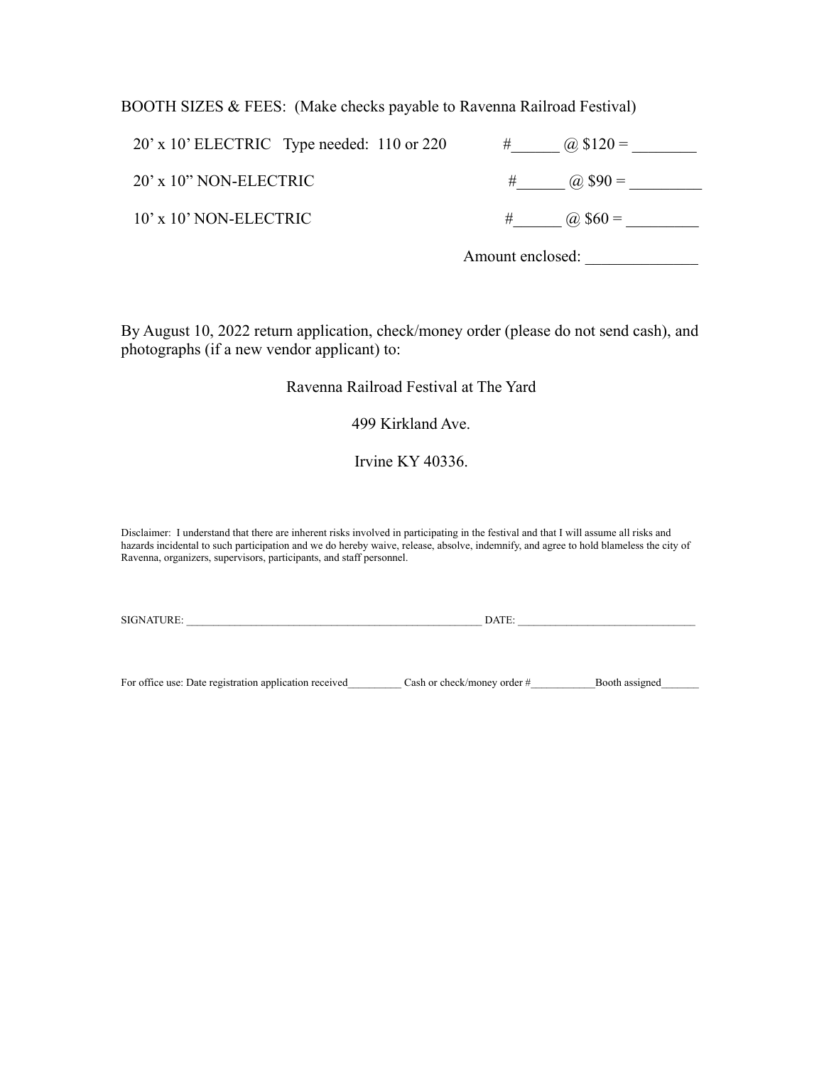BOOTH SIZES & FEES: (Make checks payable to Ravenna Railroad Festival)

| | |
|---|---|
| 20' x 10' ELECTRIC Type needed: 110 or 220 | #______ @ $120 = ________ |
| 20' x 10" NON-ELECTRIC | #______ @ $90 = _________ |
| 10' x 10' NON-ELECTRIC | #______ @ $60 = _________ |
| | Amount enclosed: ______________ |

By August 10, 2022 return application, check/money order (please do not send cash), and photographs (if a new vendor applicant) to:

Ravenna Railroad Festival at The Yard

499 Kirkland Ave.

Irvine KY 40336.

Disclaimer: I understand that there are inherent risks involved in participating in the festival and that I will assume all risks and hazards incidental to such participation and we do hereby waive, release, absolve, indemnify, and agree to hold blameless the city of Ravenna, organizers, supervisors, participants, and staff personnel.

SIGNATURE: _______________________________________________________ DATE: ________________________________

For office use: Date registration application received__________ Cash or check/money order #____________Booth assigned_______